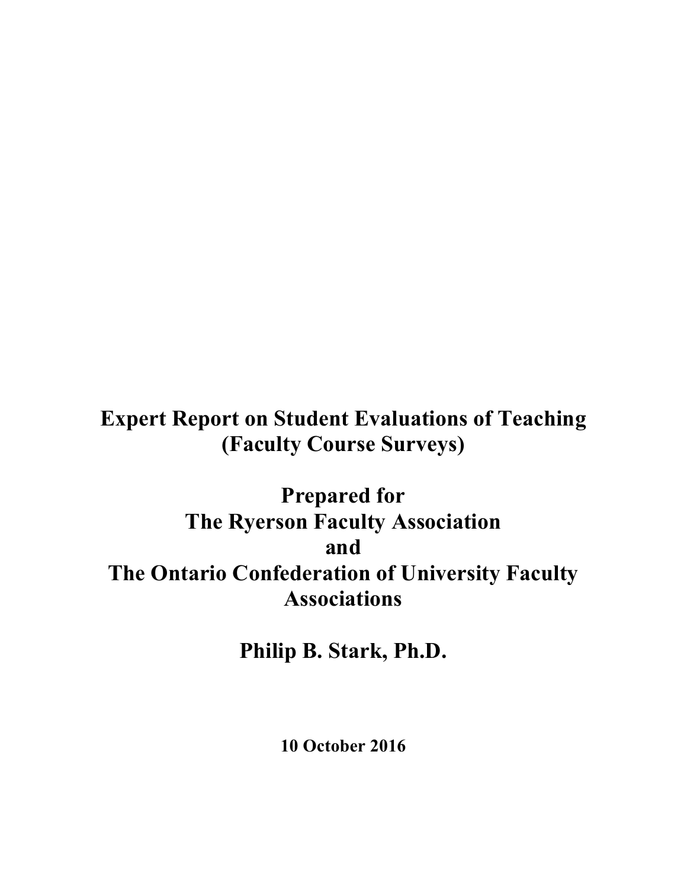# Expert Report on Student Evaluations of Teaching (Faculty Course Surveys)

## Prepared for The Ryerson Faculty Association and The Ontario Confederation of University Faculty Associations

## Philip B. Stark, Ph.D.

**10 October 2016**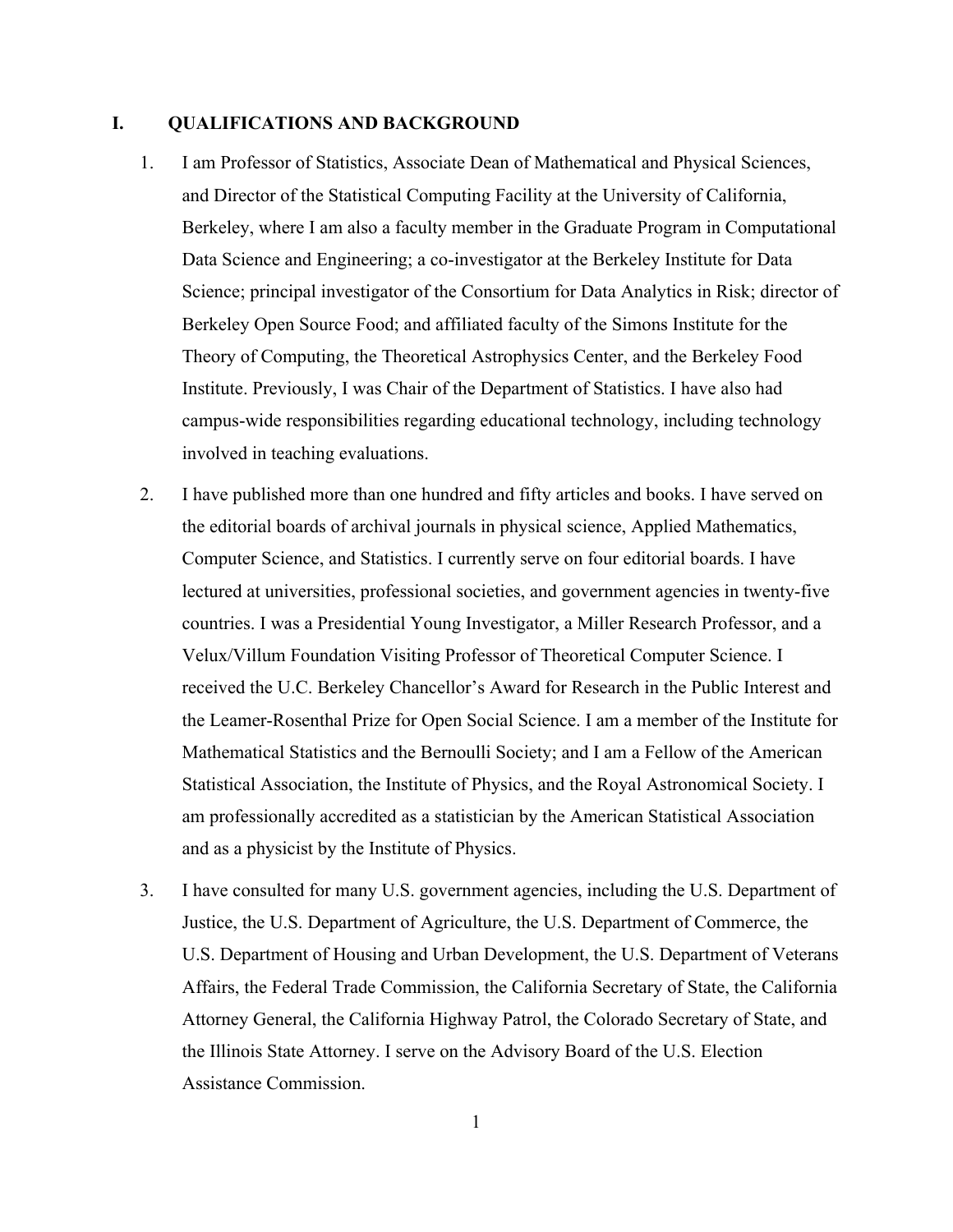## I. QUALIFICATIONS AND BACKGROUND

1. I am Professor of Statistics, Associate Dean of Mathematical and Physical Sciences, and Director of the Statistical Computing Facility at the University of California, Berkeley, where I am also a faculty member in the Graduate Program in Computational Data Science and Engineering; a co-investigator at the Berkeley Institute for Data Science; principal investigator of the Consortium for Data Analytics in Risk; director of Berkeley Open Source Food; and affiliated faculty of the Simons Institute for the Theory of Computing, the Theoretical Astrophysics Center, and the Berkeley Food Institute. Previously, I was Chair of the Department of Statistics. I have also had campus-wide responsibilities regarding educational technology, including technology involved in teaching evaluations.

2. I have published more than one hundred and fifty articles and books. I have served on the editorial boards of archival journals in physical science, Applied Mathematics, Computer Science, and Statistics. I currently serve on four editorial boards. I have lectured at universities, professional societies, and government agencies in twenty-five countries. I was a Presidential Young Investigator, a Miller Research Professor, and a Velux/Villum Foundation Visiting Professor of Theoretical Computer Science. I received the U.C. Berkeley Chancellor's Award for Research in the Public Interest and the Leamer-Rosenthal Prize for Open Social Science. I am a member of the Institute for Mathematical Statistics and the Bernoulli Society; and I am a Fellow of the American Statistical Association, the Institute of Physics, and the Royal Astronomical Society. I am professionally accredited as a statistician by the American Statistical Association and as a physicist by the Institute of Physics.

3. I have consulted for many U.S. government agencies, including the U.S. Department of Justice, the U.S. Department of Agriculture, the U.S. Department of Commerce, the U.S. Department of Housing and Urban Development, the U.S. Department of Veterans Affairs, the Federal Trade Commission, the California Secretary of State, the California Attorney General, the California Highway Patrol, the Colorado Secretary of State, and the Illinois State Attorney. I serve on the Advisory Board of the U.S. Election Assistance Commission.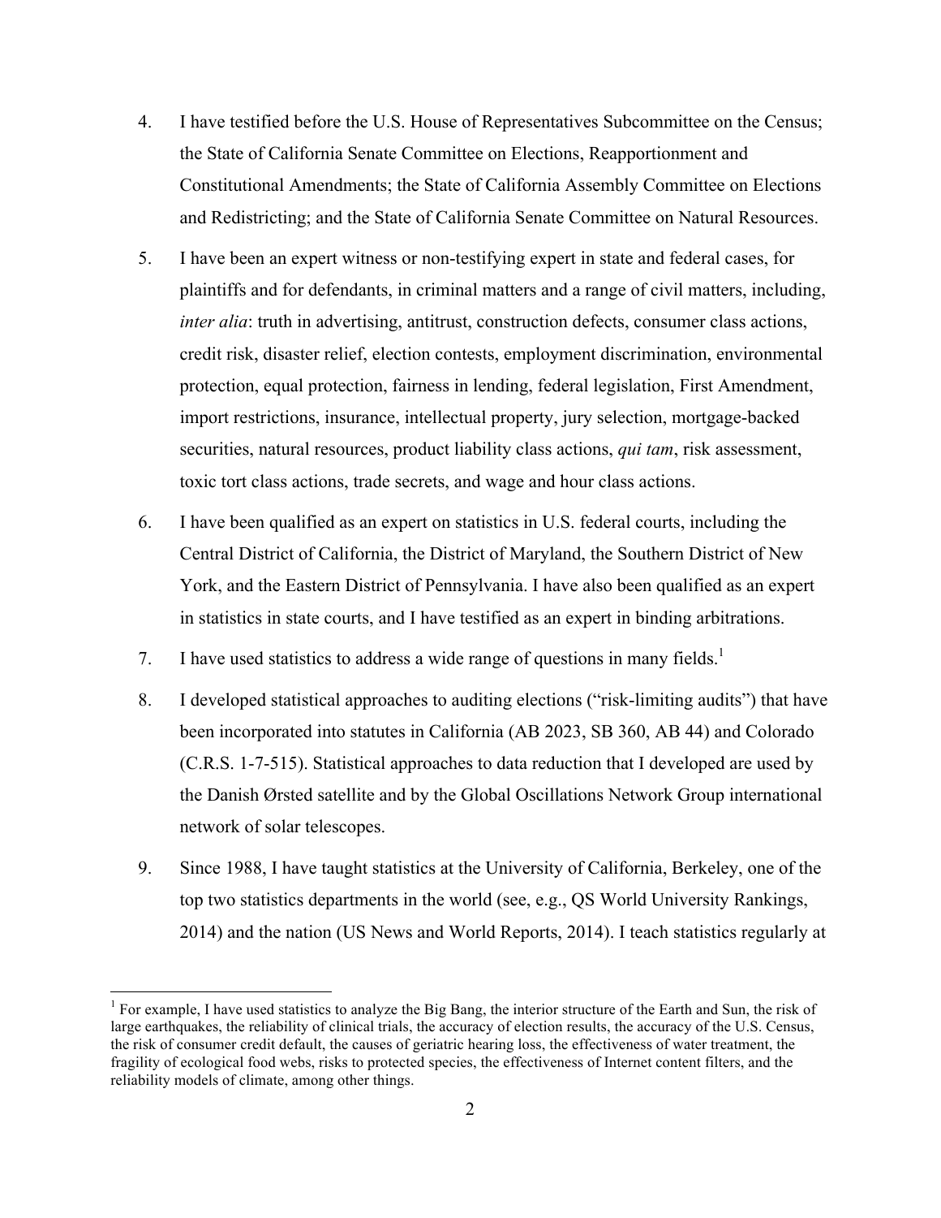4. I have testified before the U.S. House of Representatives Subcommittee on the Census; the State of California Senate Committee on Elections, Reapportionment and Constitutional Amendments; the State of California Assembly Committee on Elections and Redistricting; and the State of California Senate Committee on Natural Resources.

5. I have been an expert witness or non-testifying expert in state and federal cases, for plaintiffs and for defendants, in criminal matters and a range of civil matters, including, *inter alia*: truth in advertising, antitrust, construction defects, consumer class actions, credit risk, disaster relief, election contests, employment discrimination, environmental protection, equal protection, fairness in lending, federal legislation, First Amendment, import restrictions, insurance, intellectual property, jury selection, mortgage-backed securities, natural resources, product liability class actions, *qui tam*, risk assessment, toxic tort class actions, trade secrets, and wage and hour class actions.

6. I have been qualified as an expert on statistics in U.S. federal courts, including the Central District of California, the District of Maryland, the Southern District of New York, and the Eastern District of Pennsylvania. I have also been qualified as an expert in statistics in state courts, and I have testified as an expert in binding arbitrations.

7. I have used statistics to address a wide range of questions in many fields.[1]

8. I developed statistical approaches to auditing elections ("risk-limiting audits") that have been incorporated into statutes in California (AB 2023, SB 360, AB 44) and Colorado (C.R.S. 1-7-515). Statistical approaches to data reduction that I developed are used by the Danish Ørsted satellite and by the Global Oscillations Network Group international network of solar telescopes.

9. Since 1988, I have taught statistics at the University of California, Berkeley, one of the top two statistics departments in the world (see, e.g., QS World University Rankings, 2014) and the nation (US News and World Reports, 2014). I teach statistics regularly at

---

[1] For example, I have used statistics to analyze the Big Bang, the interior structure of the Earth and Sun, the risk of large earthquakes, the reliability of clinical trials, the accuracy of election results, the accuracy of the U.S. Census, the risk of consumer credit default, the causes of geriatric hearing loss, the effectiveness of water treatment, the fragility of ecological food webs, risks to protected species, the effectiveness of Internet content filters, and the reliability models of climate, among other things.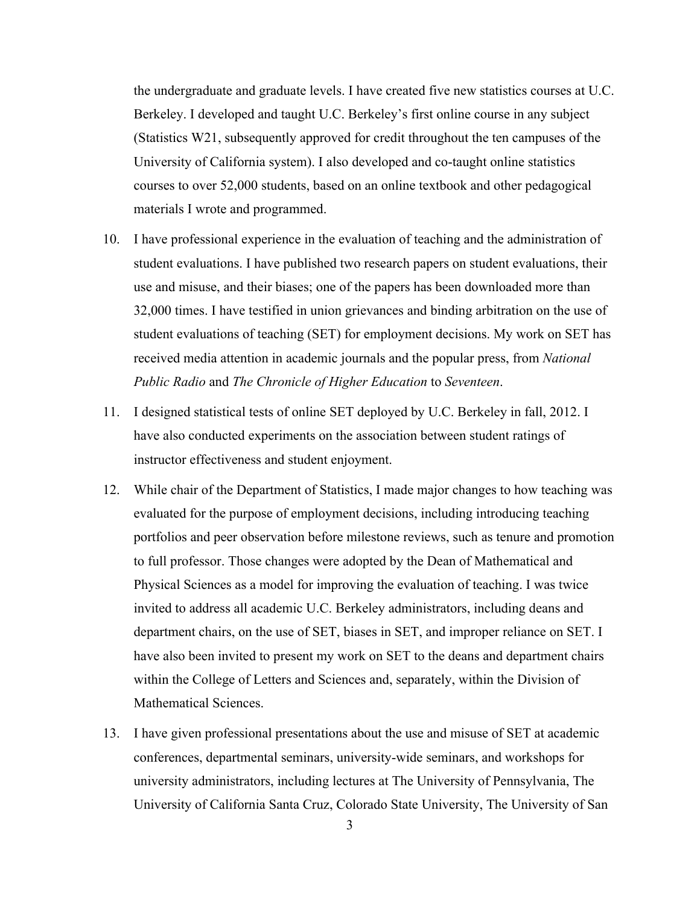the undergraduate and graduate levels. I have created five new statistics courses at U.C. Berkeley. I developed and taught U.C. Berkeley's first online course in any subject (Statistics W21, subsequently approved for credit throughout the ten campuses of the University of California system). I also developed and co-taught online statistics courses to over 52,000 students, based on an online textbook and other pedagogical materials I wrote and programmed.

10. I have professional experience in the evaluation of teaching and the administration of student evaluations. I have published two research papers on student evaluations, their use and misuse, and their biases; one of the papers has been downloaded more than 32,000 times. I have testified in union grievances and binding arbitration on the use of student evaluations of teaching (SET) for employment decisions. My work on SET has received media attention in academic journals and the popular press, from *National Public Radio* and *The Chronicle of Higher Education* to *Seventeen*.

11. I designed statistical tests of online SET deployed by U.C. Berkeley in fall, 2012. I have also conducted experiments on the association between student ratings of instructor effectiveness and student enjoyment.

12. While chair of the Department of Statistics, I made major changes to how teaching was evaluated for the purpose of employment decisions, including introducing teaching portfolios and peer observation before milestone reviews, such as tenure and promotion to full professor. Those changes were adopted by the Dean of Mathematical and Physical Sciences as a model for improving the evaluation of teaching. I was twice invited to address all academic U.C. Berkeley administrators, including deans and department chairs, on the use of SET, biases in SET, and improper reliance on SET. I have also been invited to present my work on SET to the deans and department chairs within the College of Letters and Sciences and, separately, within the Division of Mathematical Sciences.

13. I have given professional presentations about the use and misuse of SET at academic conferences, departmental seminars, university-wide seminars, and workshops for university administrators, including lectures at The University of Pennsylvania, The University of California Santa Cruz, Colorado State University, The University of San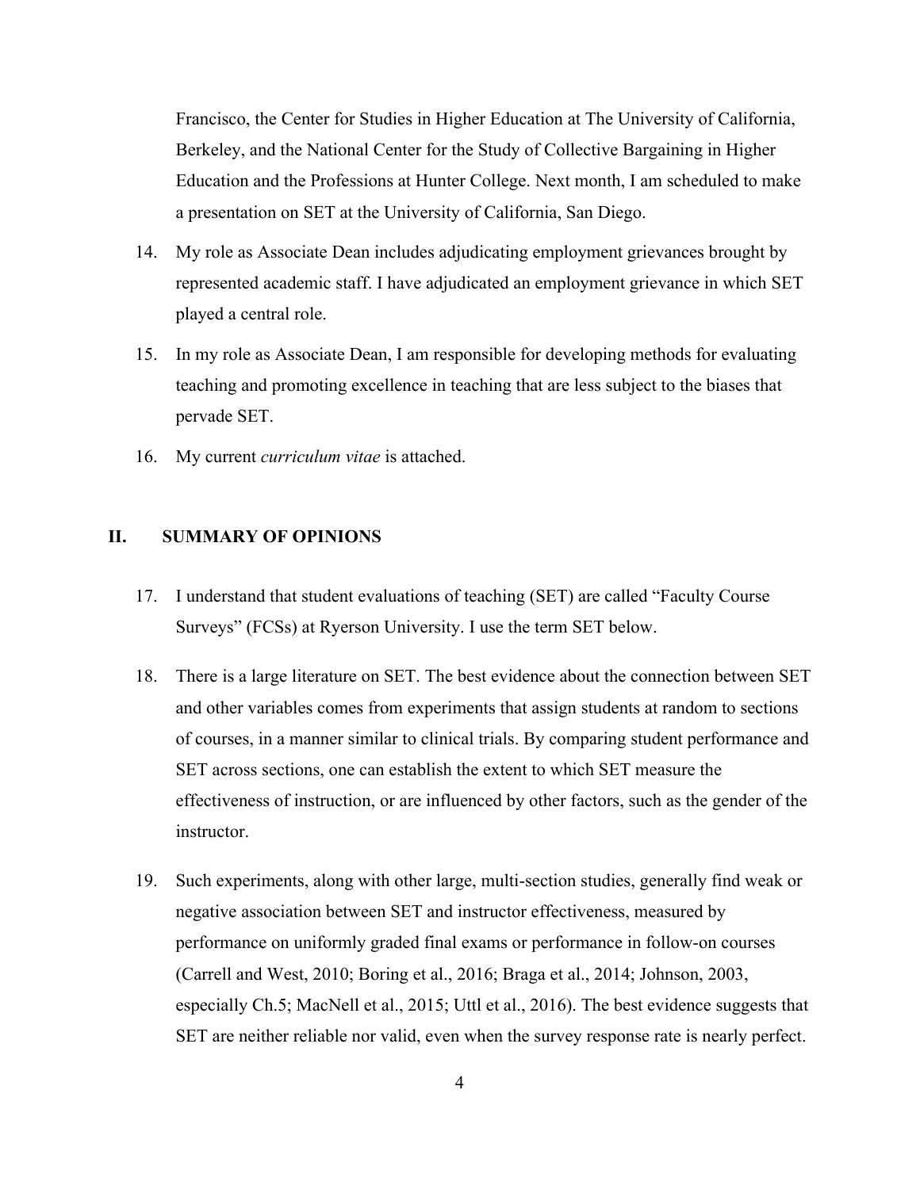Francisco, the Center for Studies in Higher Education at The University of California, Berkeley, and the National Center for the Study of Collective Bargaining in Higher Education and the Professions at Hunter College. Next month, I am scheduled to make a presentation on SET at the University of California, San Diego.

14. My role as Associate Dean includes adjudicating employment grievances brought by represented academic staff. I have adjudicated an employment grievance in which SET played a central role.

15. In my role as Associate Dean, I am responsible for developing methods for evaluating teaching and promoting excellence in teaching that are less subject to the biases that pervade SET.

16. My current *curriculum vitae* is attached.

## II. SUMMARY OF OPINIONS

17. I understand that student evaluations of teaching (SET) are called "Faculty Course Surveys" (FCSs) at Ryerson University. I use the term SET below.

18. There is a large literature on SET. The best evidence about the connection between SET and other variables comes from experiments that assign students at random to sections of courses, in a manner similar to clinical trials. By comparing student performance and SET across sections, one can establish the extent to which SET measure the effectiveness of instruction, or are influenced by other factors, such as the gender of the instructor.

19. Such experiments, along with other large, multi-section studies, generally find weak or negative association between SET and instructor effectiveness, measured by performance on uniformly graded final exams or performance in follow-on courses (Carrell and West, 2010; Boring et al., 2016; Braga et al., 2014; Johnson, 2003, especially Ch.5; MacNell et al., 2015; Uttl et al., 2016). The best evidence suggests that SET are neither reliable nor valid, even when the survey response rate is nearly perfect.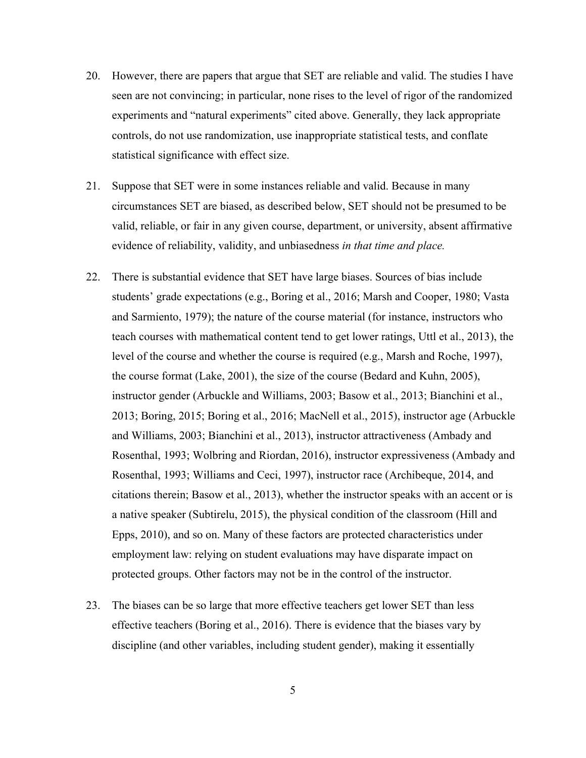20. However, there are papers that argue that SET are reliable and valid. The studies I have seen are not convincing; in particular, none rises to the level of rigor of the randomized experiments and "natural experiments" cited above. Generally, they lack appropriate controls, do not use randomization, use inappropriate statistical tests, and conflate statistical significance with effect size.

21. Suppose that SET were in some instances reliable and valid. Because in many circumstances SET are biased, as described below, SET should not be presumed to be valid, reliable, or fair in any given course, department, or university, absent affirmative evidence of reliability, validity, and unbiasedness *in that time and place.*

22. There is substantial evidence that SET have large biases. Sources of bias include students' grade expectations (e.g., Boring et al., 2016; Marsh and Cooper, 1980; Vasta and Sarmiento, 1979); the nature of the course material (for instance, instructors who teach courses with mathematical content tend to get lower ratings, Uttl et al., 2013), the level of the course and whether the course is required (e.g., Marsh and Roche, 1997), the course format (Lake, 2001), the size of the course (Bedard and Kuhn, 2005), instructor gender (Arbuckle and Williams, 2003; Basow et al., 2013; Bianchini et al., 2013; Boring, 2015; Boring et al., 2016; MacNell et al., 2015), instructor age (Arbuckle and Williams, 2003; Bianchini et al., 2013), instructor attractiveness (Ambady and Rosenthal, 1993; Wolbring and Riordan, 2016), instructor expressiveness (Ambady and Rosenthal, 1993; Williams and Ceci, 1997), instructor race (Archibeque, 2014, and citations therein; Basow et al., 2013), whether the instructor speaks with an accent or is a native speaker (Subtirelu, 2015), the physical condition of the classroom (Hill and Epps, 2010), and so on. Many of these factors are protected characteristics under employment law: relying on student evaluations may have disparate impact on protected groups. Other factors may not be in the control of the instructor.

23. The biases can be so large that more effective teachers get lower SET than less effective teachers (Boring et al., 2016). There is evidence that the biases vary by discipline (and other variables, including student gender), making it essentially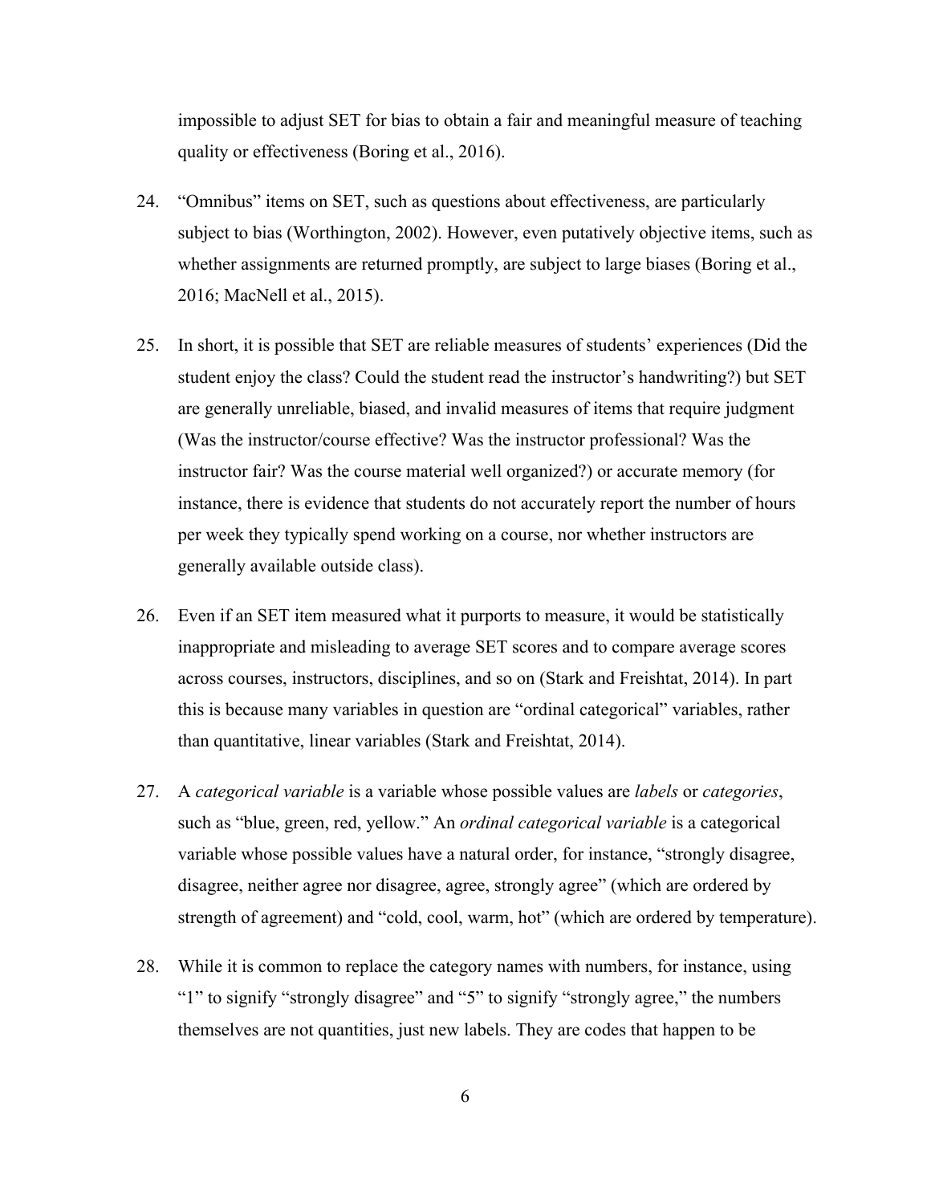impossible to adjust SET for bias to obtain a fair and meaningful measure of teaching quality or effectiveness (Boring et al., 2016).

24. “Omnibus” items on SET, such as questions about effectiveness, are particularly subject to bias (Worthington, 2002). However, even putatively objective items, such as whether assignments are returned promptly, are subject to large biases (Boring et al., 2016; MacNell et al., 2015).

25. In short, it is possible that SET are reliable measures of students’ experiences (Did the student enjoy the class? Could the student read the instructor’s handwriting?) but SET are generally unreliable, biased, and invalid measures of items that require judgment (Was the instructor/course effective? Was the instructor professional? Was the instructor fair? Was the course material well organized?) or accurate memory (for instance, there is evidence that students do not accurately report the number of hours per week they typically spend working on a course, nor whether instructors are generally available outside class).

26. Even if an SET item measured what it purports to measure, it would be statistically inappropriate and misleading to average SET scores and to compare average scores across courses, instructors, disciplines, and so on (Stark and Freishtat, 2014). In part this is because many variables in question are “ordinal categorical” variables, rather than quantitative, linear variables (Stark and Freishtat, 2014).

27. A *categorical variable* is a variable whose possible values are *labels* or *categories*, such as “blue, green, red, yellow.” An *ordinal categorical variable* is a categorical variable whose possible values have a natural order, for instance, “strongly disagree, disagree, neither agree nor disagree, agree, strongly agree” (which are ordered by strength of agreement) and “cold, cool, warm, hot” (which are ordered by temperature).

28. While it is common to replace the category names with numbers, for instance, using “1” to signify “strongly disagree” and “5” to signify “strongly agree,” the numbers themselves are not quantities, just new labels. They are codes that happen to be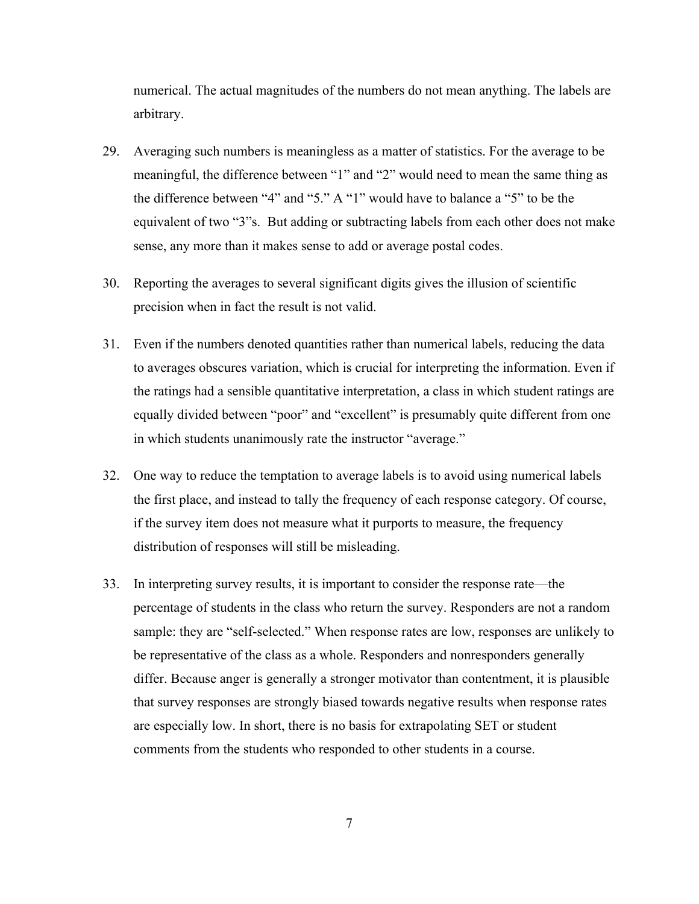numerical. The actual magnitudes of the numbers do not mean anything. The labels are arbitrary.

29. Averaging such numbers is meaningless as a matter of statistics. For the average to be meaningful, the difference between "1" and "2" would need to mean the same thing as the difference between "4" and "5." A "1" would have to balance a "5" to be the equivalent of two "3"s. But adding or subtracting labels from each other does not make sense, any more than it makes sense to add or average postal codes.

30. Reporting the averages to several significant digits gives the illusion of scientific precision when in fact the result is not valid.

31. Even if the numbers denoted quantities rather than numerical labels, reducing the data to averages obscures variation, which is crucial for interpreting the information. Even if the ratings had a sensible quantitative interpretation, a class in which student ratings are equally divided between "poor" and "excellent" is presumably quite different from one in which students unanimously rate the instructor "average."

32. One way to reduce the temptation to average labels is to avoid using numerical labels the first place, and instead to tally the frequency of each response category. Of course, if the survey item does not measure what it purports to measure, the frequency distribution of responses will still be misleading.

33. In interpreting survey results, it is important to consider the response rate—the percentage of students in the class who return the survey. Responders are not a random sample: they are "self-selected." When response rates are low, responses are unlikely to be representative of the class as a whole. Responders and nonresponders generally differ. Because anger is generally a stronger motivator than contentment, it is plausible that survey responses are strongly biased towards negative results when response rates are especially low. In short, there is no basis for extrapolating SET or student comments from the students who responded to other students in a course.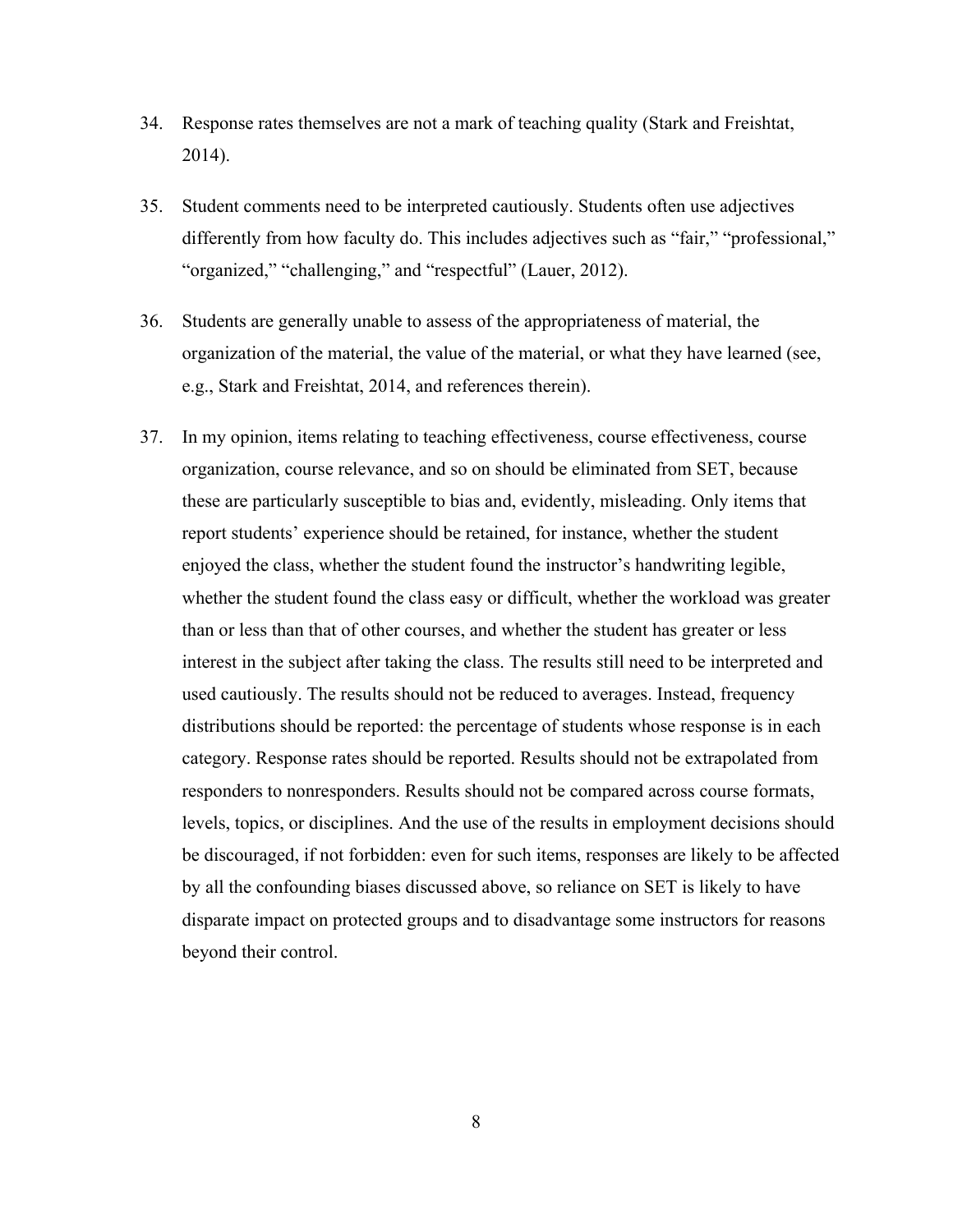34. Response rates themselves are not a mark of teaching quality (Stark and Freishtat, 2014).

35. Student comments need to be interpreted cautiously. Students often use adjectives differently from how faculty do. This includes adjectives such as "fair," "professional," "organized," "challenging," and "respectful" (Lauer, 2012).

36. Students are generally unable to assess of the appropriateness of material, the organization of the material, the value of the material, or what they have learned (see, e.g., Stark and Freishtat, 2014, and references therein).

37. In my opinion, items relating to teaching effectiveness, course effectiveness, course organization, course relevance, and so on should be eliminated from SET, because these are particularly susceptible to bias and, evidently, misleading. Only items that report students' experience should be retained, for instance, whether the student enjoyed the class, whether the student found the instructor's handwriting legible, whether the student found the class easy or difficult, whether the workload was greater than or less than that of other courses, and whether the student has greater or less interest in the subject after taking the class. The results still need to be interpreted and used cautiously. The results should not be reduced to averages. Instead, frequency distributions should be reported: the percentage of students whose response is in each category. Response rates should be reported. Results should not be extrapolated from responders to nonresponders. Results should not be compared across course formats, levels, topics, or disciplines. And the use of the results in employment decisions should be discouraged, if not forbidden: even for such items, responses are likely to be affected by all the confounding biases discussed above, so reliance on SET is likely to have disparate impact on protected groups and to disadvantage some instructors for reasons beyond their control.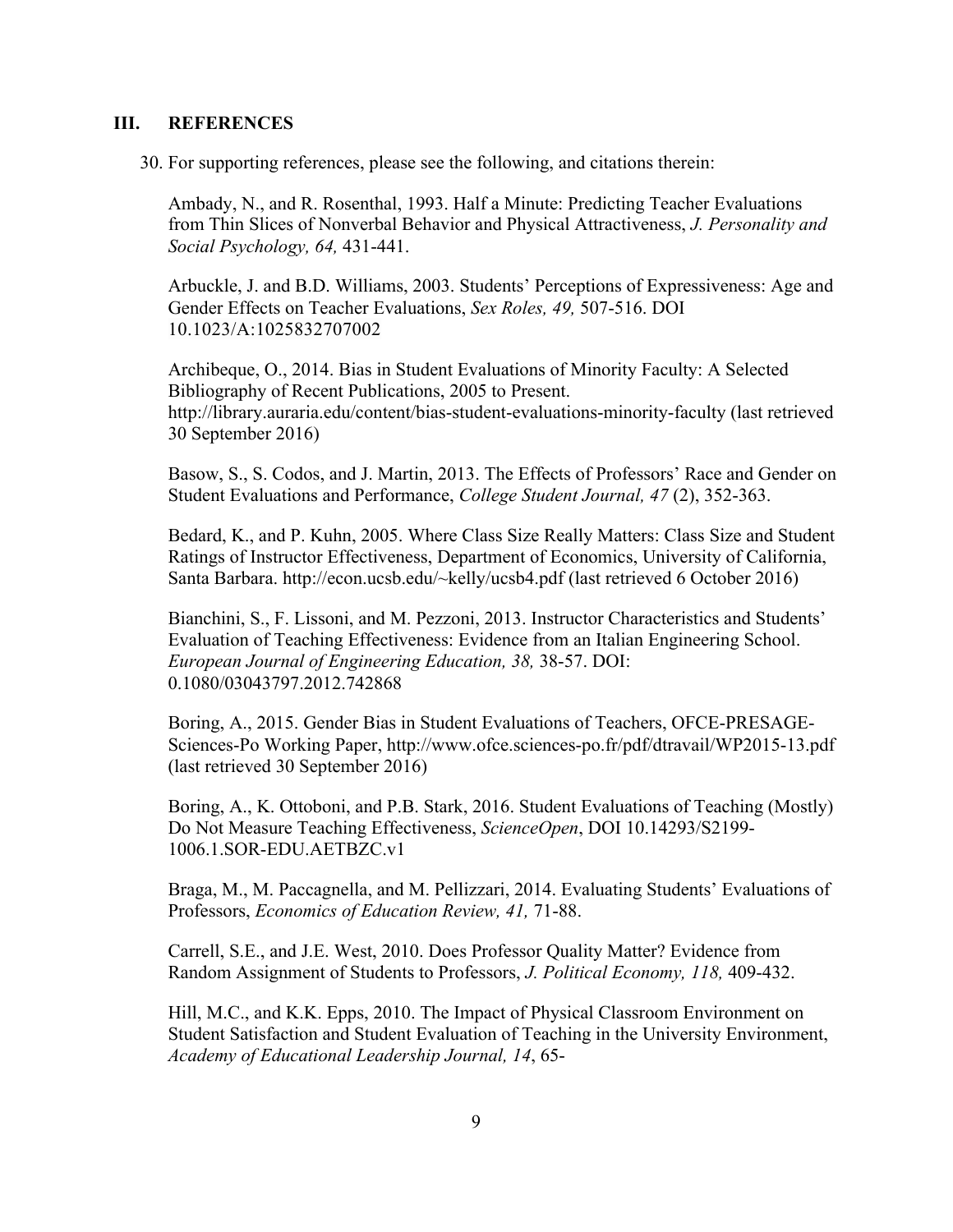## III. REFERENCES

30. For supporting references, please see the following, and citations therein:

Ambady, N., and R. Rosenthal, 1993. Half a Minute: Predicting Teacher Evaluations from Thin Slices of Nonverbal Behavior and Physical Attractiveness, *J. Personality and Social Psychology, 64,* 431-441.

Arbuckle, J. and B.D. Williams, 2003. Students' Perceptions of Expressiveness: Age and Gender Effects on Teacher Evaluations, *Sex Roles, 49,* 507-516. DOI 10.1023/A:1025832707002

Archibeque, O., 2014. Bias in Student Evaluations of Minority Faculty: A Selected Bibliography of Recent Publications, 2005 to Present. http://library.auraria.edu/content/bias-student-evaluations-minority-faculty (last retrieved 30 September 2016)

Basow, S., S. Codos, and J. Martin, 2013. The Effects of Professors' Race and Gender on Student Evaluations and Performance, *College Student Journal, 47* (2), 352-363.

Bedard, K., and P. Kuhn, 2005. Where Class Size Really Matters: Class Size and Student Ratings of Instructor Effectiveness, Department of Economics, University of California, Santa Barbara. http://econ.ucsb.edu/~kelly/ucsb4.pdf (last retrieved 6 October 2016)

Bianchini, S., F. Lissoni, and M. Pezzoni, 2013. Instructor Characteristics and Students' Evaluation of Teaching Effectiveness: Evidence from an Italian Engineering School. *European Journal of Engineering Education, 38,* 38-57. DOI: 0.1080/03043797.2012.742868

Boring, A., 2015. Gender Bias in Student Evaluations of Teachers, OFCE-PRESAGE-Sciences-Po Working Paper, http://www.ofce.sciences-po.fr/pdf/dtravail/WP2015-13.pdf (last retrieved 30 September 2016)

Boring, A., K. Ottoboni, and P.B. Stark, 2016. Student Evaluations of Teaching (Mostly) Do Not Measure Teaching Effectiveness, *ScienceOpen*, DOI 10.14293/S2199-1006.1.SOR-EDU.AETBZC.v1

Braga, M., M. Paccagnella, and M. Pellizzari, 2014. Evaluating Students' Evaluations of Professors, *Economics of Education Review, 41,* 71-88.

Carrell, S.E., and J.E. West, 2010. Does Professor Quality Matter? Evidence from Random Assignment of Students to Professors, *J. Political Economy, 118,* 409-432.

Hill, M.C., and K.K. Epps, 2010. The Impact of Physical Classroom Environment on Student Satisfaction and Student Evaluation of Teaching in the University Environment, *Academy of Educational Leadership Journal, 14*, 65-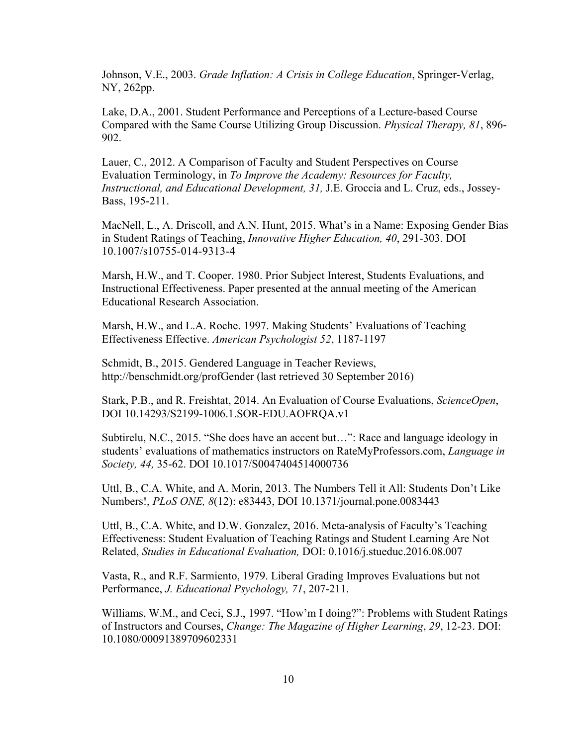Johnson, V.E., 2003. *Grade Inflation: A Crisis in College Education*, Springer-Verlag, NY, 262pp.

Lake, D.A., 2001. Student Performance and Perceptions of a Lecture-based Course Compared with the Same Course Utilizing Group Discussion. *Physical Therapy, 81*, 896-902.

Lauer, C., 2012. A Comparison of Faculty and Student Perspectives on Course Evaluation Terminology, in *To Improve the Academy: Resources for Faculty, Instructional, and Educational Development, 31,* J.E. Groccia and L. Cruz, eds., Jossey-Bass, 195-211.

MacNell, L., A. Driscoll, and A.N. Hunt, 2015. What's in a Name: Exposing Gender Bias in Student Ratings of Teaching, *Innovative Higher Education, 40*, 291-303. DOI 10.1007/s10755-014-9313-4

Marsh, H.W., and T. Cooper. 1980. Prior Subject Interest, Students Evaluations, and Instructional Effectiveness. Paper presented at the annual meeting of the American Educational Research Association.

Marsh, H.W., and L.A. Roche. 1997. Making Students' Evaluations of Teaching Effectiveness Effective. *American Psychologist 52*, 1187-1197

Schmidt, B., 2015. Gendered Language in Teacher Reviews, http://benschmidt.org/profGender (last retrieved 30 September 2016)

Stark, P.B., and R. Freishtat, 2014. An Evaluation of Course Evaluations, *ScienceOpen*, DOI 10.14293/S2199-1006.1.SOR-EDU.AOFRQA.v1

Subtirelu, N.C., 2015. "She does have an accent but…": Race and language ideology in students' evaluations of mathematics instructors on RateMyProfessors.com, *Language in Society, 44,* 35-62. DOI 10.1017/S0047404514000736

Uttl, B., C.A. White, and A. Morin, 2013. The Numbers Tell it All: Students Don't Like Numbers!, *PLoS ONE, 8*(12): e83443, DOI 10.1371/journal.pone.0083443

Uttl, B., C.A. White, and D.W. Gonzalez, 2016. Meta-analysis of Faculty's Teaching Effectiveness: Student Evaluation of Teaching Ratings and Student Learning Are Not Related, *Studies in Educational Evaluation,* DOI: 0.1016/j.stueduc.2016.08.007

Vasta, R., and R.F. Sarmiento, 1979. Liberal Grading Improves Evaluations but not Performance, *J. Educational Psychology, 71*, 207-211.

Williams, W.M., and Ceci, S.J., 1997. "How'm I doing?": Problems with Student Ratings of Instructors and Courses, *Change: The Magazine of Higher Learning*, *29*, 12-23. DOI: 10.1080/00091389709602331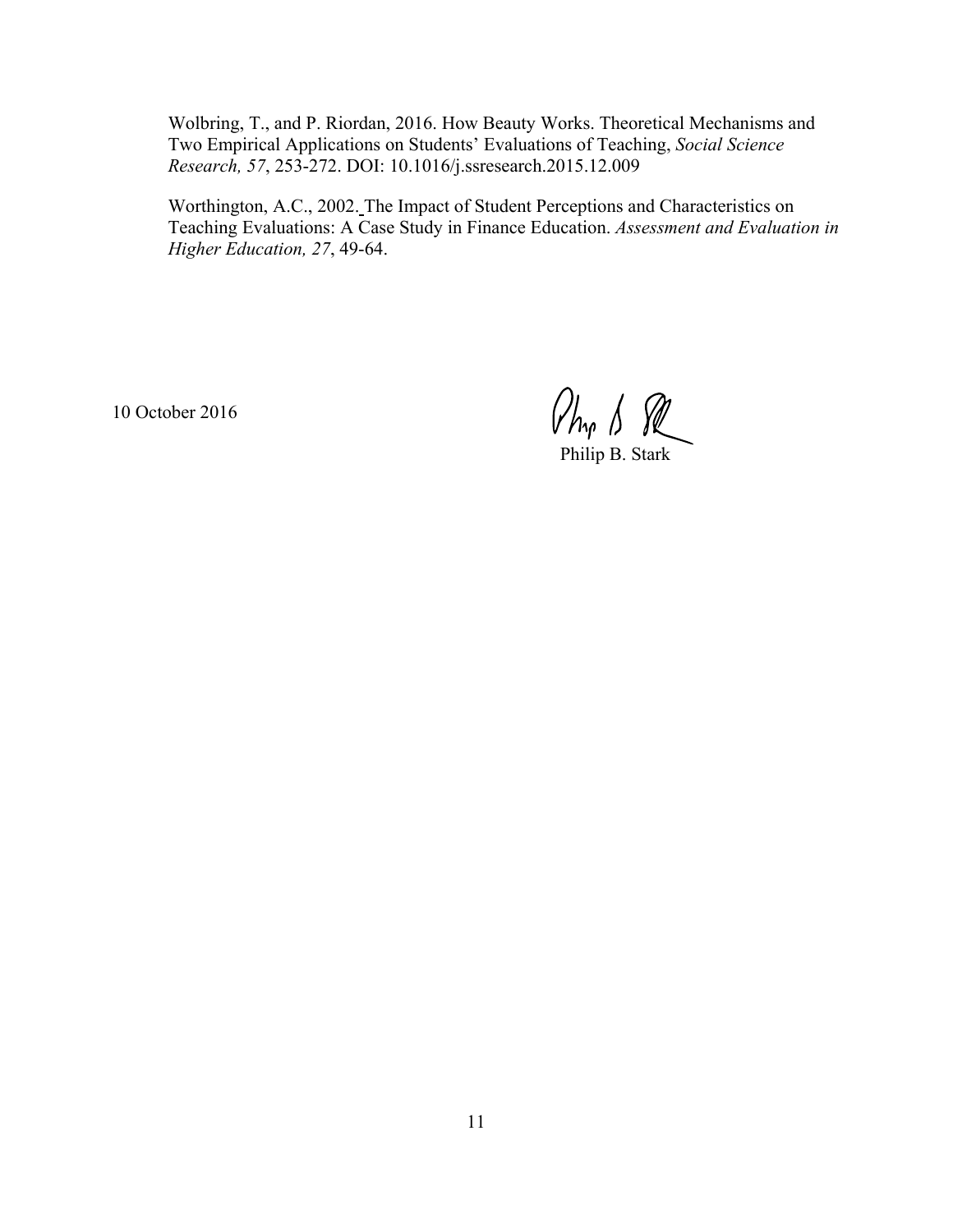Wolbring, T., and P. Riordan, 2016. How Beauty Works. Theoretical Mechanisms and Two Empirical Applications on Students' Evaluations of Teaching, *Social Science Research, 57*, 253-272. DOI: 10.1016/j.ssresearch.2015.12.009

Worthington, A.C., 2002. The Impact of Student Perceptions and Characteristics on Teaching Evaluations: A Case Study in Finance Education. *Assessment and Evaluation in Higher Education, 27*, 49-64.

10 October 2016

Philip B. Stark